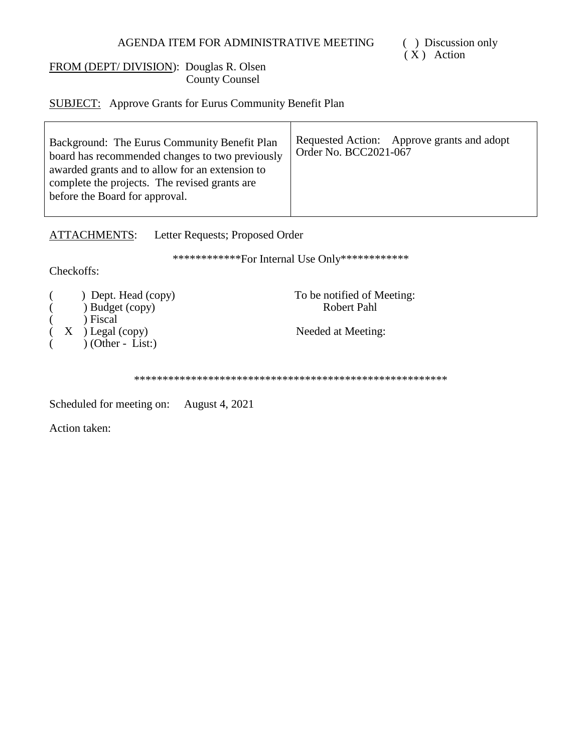AGENDA ITEM FOR ADMINISTRATIVE MEETING

( ) Discussion only
( X ) Action

FROM (DEPT/ DIVISION): Douglas R. Olsen
County Counsel

SUBJECT: Approve Grants for Eurus Community Benefit Plan

| Background: The Eurus Community Benefit Plan board has recommended changes to two previously awarded grants and to allow for an extension to complete the projects. The revised grants are before the Board for approval. | Requested Action: Approve grants and adopt Order No. BCC2021-067 |
| --- | --- |

ATTACHMENTS: Letter Requests; Proposed Order

\*\*\*\*\*\*\*\*\*\*\*\*For Internal Use Only\*\*\*\*\*\*\*\*\*\*\*\*

Checkoffs:

( ) Dept. Head (copy)
( ) Budget (copy)
( ) Fiscal
( X ) Legal (copy)
( ) (Other - List:)

To be notified of Meeting:
Robert Pahl

Needed at Meeting:

\*\*\*\*\*\*\*\*\*\*\*\*\*\*\*\*\*\*\*\*\*\*\*\*\*\*\*\*\*\*\*\*\*\*\*\*\*\*\*\*\*\*\*\*\*\*\*\*\*\*\*\*\*\*\*\*

Scheduled for meeting on: August 4, 2021

Action taken: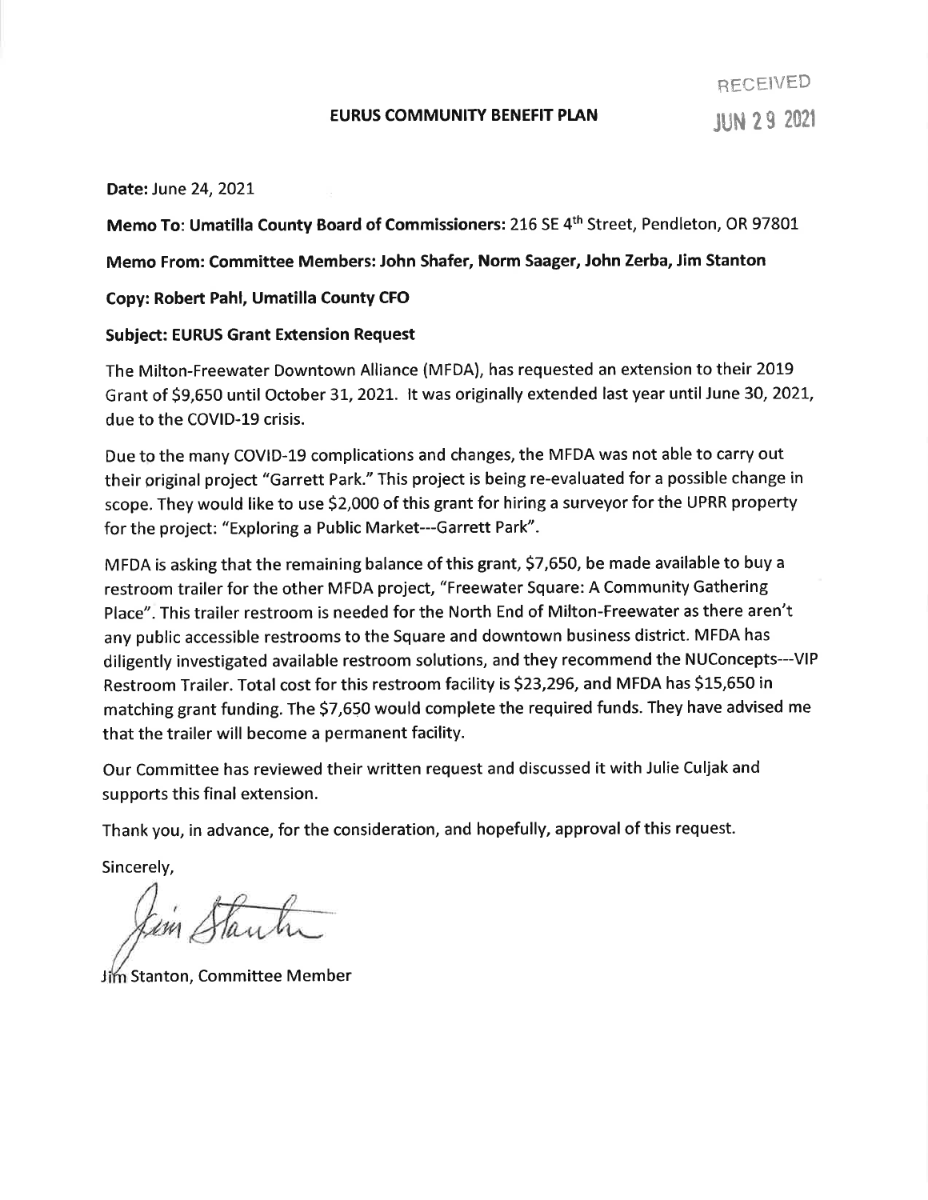RECEIVED

JUN 29 2021

**EURUS COMMUNITY BENEFIT PLAN**

**Date:** June 24, 2021

**Memo To: Umatilla County Board of Commissioners:** 216 SE 4th Street, Pendleton, OR 97801

**Memo From: Committee Members: John Shafer, Norm Saager, John Zerba, Jim Stanton**

**Copy: Robert Pahl, Umatilla County CFO**

**Subject: EURUS Grant Extension Request**

The Milton-Freewater Downtown Alliance (MFDA), has requested an extension to their 2019 Grant of $9,650 until October 31, 2021. It was originally extended last year until June 30, 2021, due to the COVID-19 crisis.

Due to the many COVID-19 complications and changes, the MFDA was not able to carry out their original project "Garrett Park." This project is being re-evaluated for a possible change in scope. They would like to use $2,000 of this grant for hiring a surveyor for the UPRR property for the project: "Exploring a Public Market---Garrett Park".

MFDA is asking that the remaining balance of this grant, $7,650, be made available to buy a restroom trailer for the other MFDA project, "Freewater Square: A Community Gathering Place". This trailer restroom is needed for the North End of Milton-Freewater as there aren't any public accessible restrooms to the Square and downtown business district. MFDA has diligently investigated available restroom solutions, and they recommend the NUConcepts---VIP Restroom Trailer. Total cost for this restroom facility is $23,296, and MFDA has $15,650 in matching grant funding. The $7,650 would complete the required funds. They have advised me that the trailer will become a permanent facility.

Our Committee has reviewed their written request and discussed it with Julie Culjak and supports this final extension.

Thank you, in advance, for the consideration, and hopefully, approval of this request.

Sincerely,

Jim Stanton

Jim Stanton, Committee Member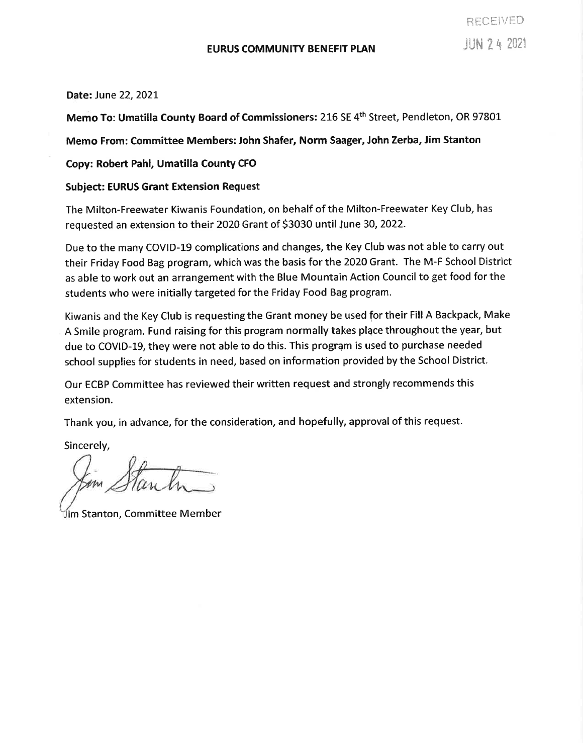RECEIVED
JUN 24 2021

**EURUS COMMUNITY BENEFIT PLAN**

**Date:** June 22, 2021

**Memo To: Umatilla County Board of Commissioners:** 216 SE 4th Street, Pendleton, OR 97801

**Memo From: Committee Members: John Shafer, Norm Saager, John Zerba, Jim Stanton**

**Copy: Robert Pahl, Umatilla County CFO**

**Subject: EURUS Grant Extension Request**

The Milton-Freewater Kiwanis Foundation, on behalf of the Milton-Freewater Key Club, has requested an extension to their 2020 Grant of $3030 until June 30, 2022.

Due to the many COVID-19 complications and changes, the Key Club was not able to carry out their Friday Food Bag program, which was the basis for the 2020 Grant. The M-F School District as able to work out an arrangement with the Blue Mountain Action Council to get food for the students who were initially targeted for the Friday Food Bag program.

Kiwanis and the Key Club is requesting the Grant money be used for their Fill A Backpack, Make A Smile program. Fund raising for this program normally takes place throughout the year, but due to COVID-19, they were not able to do this. This program is used to purchase needed school supplies for students in need, based on information provided by the School District.

Our ECBP Committee has reviewed their written request and strongly recommends this extension.

Thank you, in advance, for the consideration, and hopefully, approval of this request.

Sincerely,

Jim Stanton

Jim Stanton, Committee Member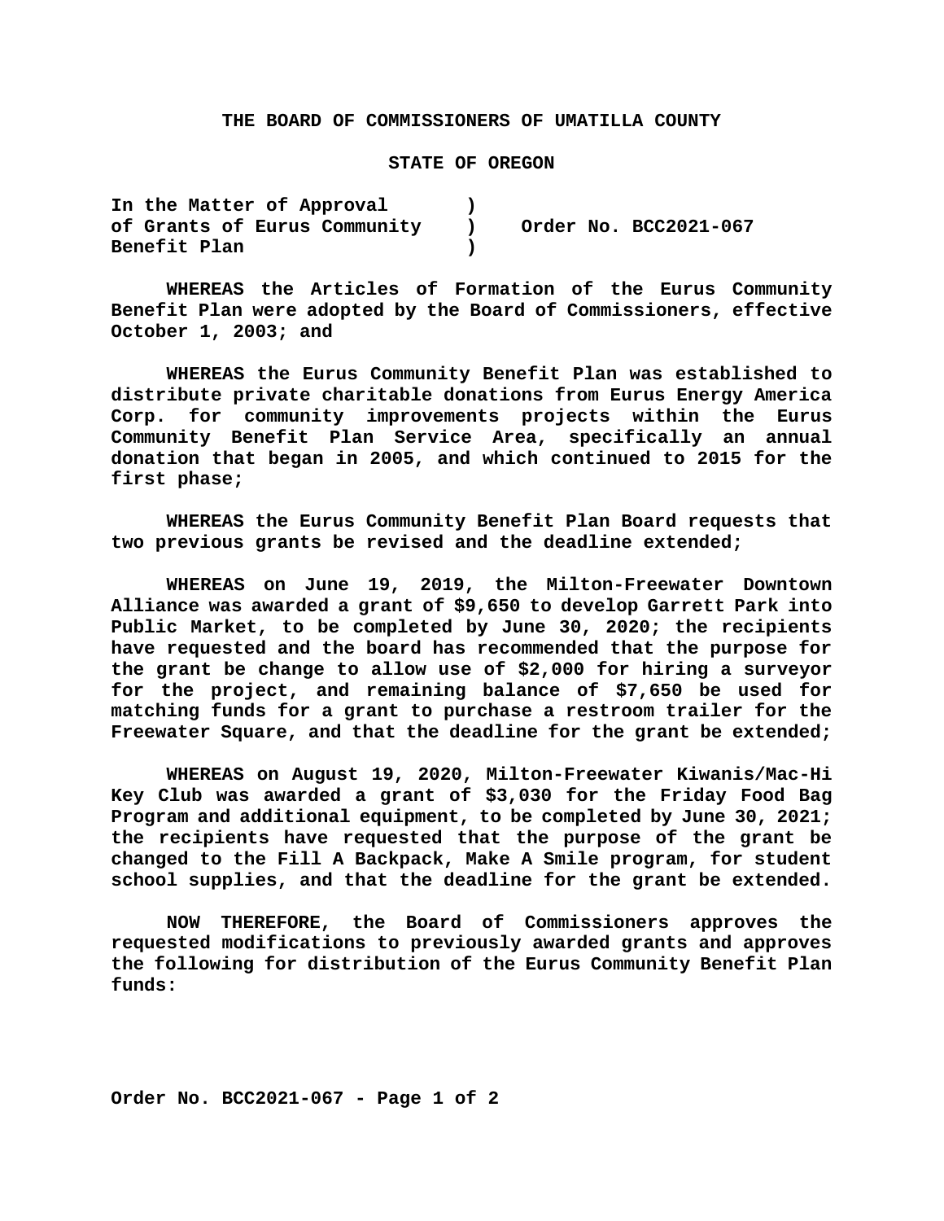**THE BOARD OF COMMISSIONERS OF UMATILLA COUNTY**

**STATE OF OREGON**

| | | |
|---|---|---|
| **In the Matter of Approval** | **)** | |
| **of Grants of Eurus Community** | **)** | **Order No. BCC2021-067** |
| **Benefit Plan** | **)** | |

**WHEREAS the Articles of Formation of the Eurus Community Benefit Plan were adopted by the Board of Commissioners, effective October 1, 2003; and**

**WHEREAS the Eurus Community Benefit Plan was established to distribute private charitable donations from Eurus Energy America Corp. for community improvements projects within the Eurus Community Benefit Plan Service Area, specifically an annual donation that began in 2005, and which continued to 2015 for the first phase;**

**WHEREAS the Eurus Community Benefit Plan Board requests that two previous grants be revised and the deadline extended;**

**WHEREAS on June 19, 2019, the Milton-Freewater Downtown Alliance was awarded a grant of $9,650 to develop Garrett Park into Public Market, to be completed by June 30, 2020; the recipients have requested and the board has recommended that the purpose for the grant be change to allow use of $2,000 for hiring a surveyor for the project, and remaining balance of $7,650 be used for matching funds for a grant to purchase a restroom trailer for the Freewater Square, and that the deadline for the grant be extended;**

**WHEREAS on August 19, 2020, Milton-Freewater Kiwanis/Mac-Hi Key Club was awarded a grant of $3,030 for the Friday Food Bag Program and additional equipment, to be completed by June 30, 2021; the recipients have requested that the purpose of the grant be changed to the Fill A Backpack, Make A Smile program, for student school supplies, and that the deadline for the grant be extended.**

**NOW THEREFORE, the Board of Commissioners approves the requested modifications to previously awarded grants and approves the following for distribution of the Eurus Community Benefit Plan funds:**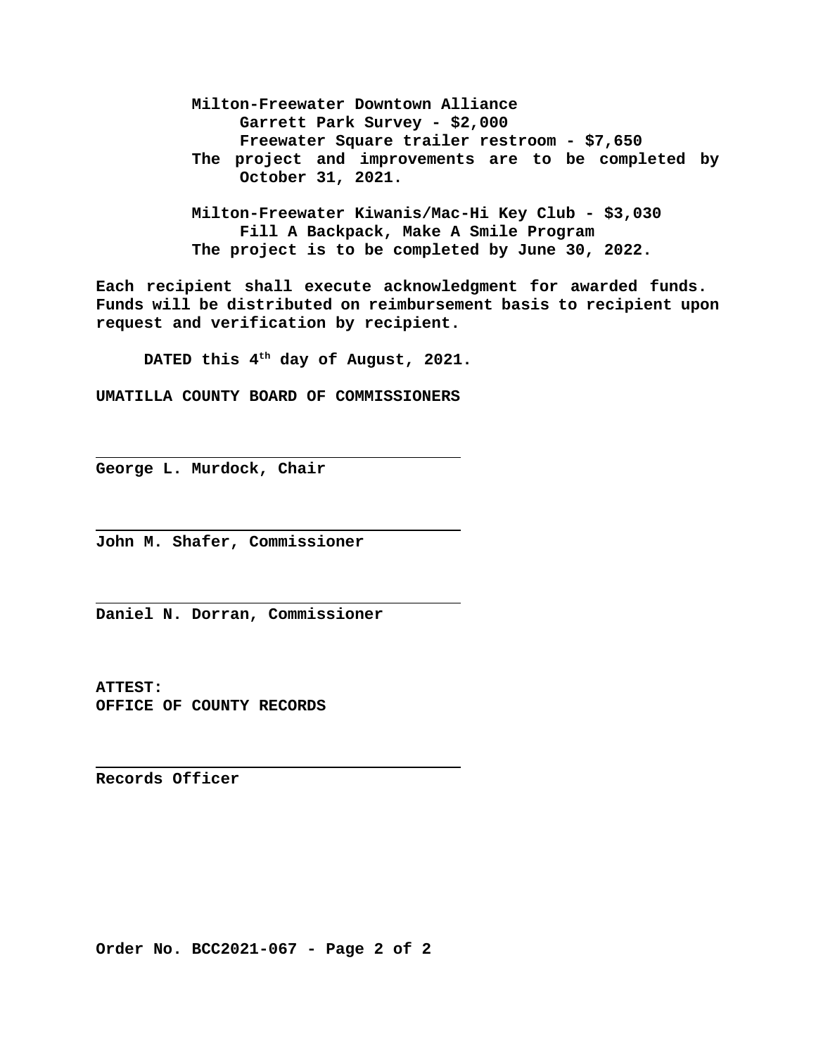**Milton-Freewater Downtown Alliance**

**Garrett Park Survey - $2,000**

**Freewater Square trailer restroom - $7,650**

**The project and improvements are to be completed by October 31, 2021.**

**Milton-Freewater Kiwanis/Mac-Hi Key Club - $3,030**

**Fill A Backpack, Make A Smile Program**

**The project is to be completed by June 30, 2022.**

**Each recipient shall execute acknowledgment for awarded funds. Funds will be distributed on reimbursement basis to recipient upon request and verification by recipient.**

**DATED this 4th day of August, 2021.**

**UMATILLA COUNTY BOARD OF COMMISSIONERS**

______________________________

**George L. Murdock, Chair**

______________________________

**John M. Shafer, Commissioner**

______________________________

**Daniel N. Dorran, Commissioner**

**ATTEST:**
**OFFICE OF COUNTY RECORDS**

______________________________

**Records Officer**

**Order No. BCC2021-067**